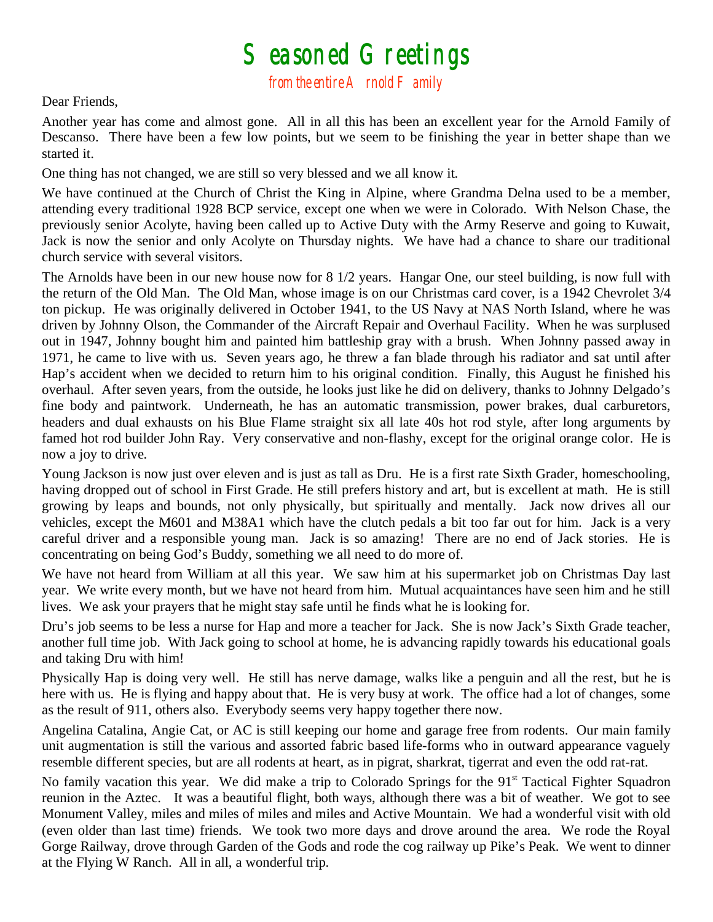# Seasoned Greetings

from the entire Arnold Family

Dear Friends,

Another year has come and almost gone. All in all this has been an excellent year for the Arnold Family of Descanso. There have been a few low points, but we seem to be finishing the year in better shape than we started it.

One thing has not changed, we are still so very blessed and we all know it.

We have continued at the Church of Christ the King in Alpine, where Grandma Delna used to be a member, attending every traditional 1928 BCP service, except one when we were in Colorado. With Nelson Chase, the previously senior Acolyte, having been called up to Active Duty with the Army Reserve and going to Kuwait, Jack is now the senior and only Acolyte on Thursday nights. We have had a chance to share our traditional church service with several visitors.

The Arnolds have been in our new house now for 8 1/2 years. Hangar One, our steel building, is now full with the return of the Old Man. The Old Man, whose image is on our Christmas card cover, is a 1942 Chevrolet 3/4 ton pickup. He was originally delivered in October 1941, to the US Navy at NAS North Island, where he was driven by Johnny Olson, the Commander of the Aircraft Repair and Overhaul Facility. When he was surplused out in 1947, Johnny bought him and painted him battleship gray with a brush. When Johnny passed away in 1971, he came to live with us. Seven years ago, he threw a fan blade through his radiator and sat until after Hap's accident when we decided to return him to his original condition. Finally, this August he finished his overhaul. After seven years, from the outside, he looks just like he did on delivery, thanks to Johnny Delgado's fine body and paintwork. Underneath, he has an automatic transmission, power brakes, dual carburetors, headers and dual exhausts on his Blue Flame straight six all late 40s hot rod style, after long arguments by famed hot rod builder John Ray. Very conservative and non-flashy, except for the original orange color. He is now a joy to drive.

Young Jackson is now just over eleven and is just as tall as Dru. He is a first rate Sixth Grader, homeschooling, having dropped out of school in First Grade. He still prefers history and art, but is excellent at math. He is still growing by leaps and bounds, not only physically, but spiritually and mentally. Jack now drives all our vehicles, except the M601 and M38A1 which have the clutch pedals a bit too far out for him. Jack is a very careful driver and a responsible young man. Jack is so amazing! There are no end of Jack stories. He is concentrating on being God's Buddy, something we all need to do more of.

We have not heard from William at all this year. We saw him at his supermarket job on Christmas Day last year. We write every month, but we have not heard from him. Mutual acquaintances have seen him and he still lives. We ask your prayers that he might stay safe until he finds what he is looking for.

Dru's job seems to be less a nurse for Hap and more a teacher for Jack. She is now Jack's Sixth Grade teacher, another full time job. With Jack going to school at home, he is advancing rapidly towards his educational goals and taking Dru with him!

Physically Hap is doing very well. He still has nerve damage, walks like a penguin and all the rest, but he is here with us. He is flying and happy about that. He is very busy at work. The office had a lot of changes, some as the result of 911, others also. Everybody seems very happy together there now.

Angelina Catalina, Angie Cat, or AC is still keeping our home and garage free from rodents. Our main family unit augmentation is still the various and assorted fabric based life-forms who in outward appearance vaguely resemble different species, but are all rodents at heart, as in pigrat, sharkrat, tigerrat and even the odd rat-rat.

No family vacation this year. We did make a trip to Colorado Springs for the 91st Tactical Fighter Squadron reunion in the Aztec. It was a beautiful flight, both ways, although there was a bit of weather. We got to see Monument Valley, miles and miles of miles and miles and Active Mountain. We had a wonderful visit with old (even older than last time) friends. We took two more days and drove around the area. We rode the Royal Gorge Railway, drove through Garden of the Gods and rode the cog railway up Pike's Peak. We went to dinner at the Flying W Ranch. All in all, a wonderful trip.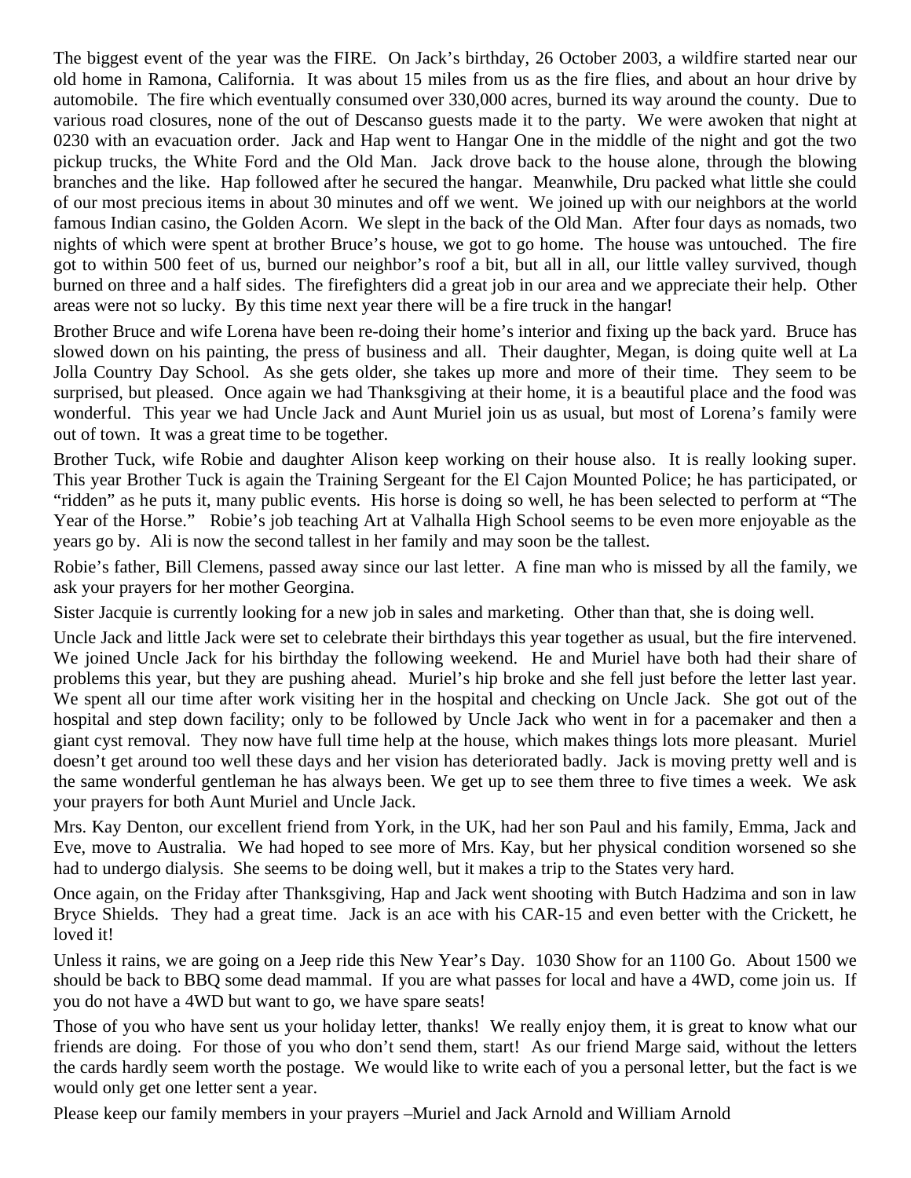The biggest event of the year was the FIRE. On Jack's birthday, 26 October 2003, a wildfire started near our old home in Ramona, California. It was about 15 miles from us as the fire flies, and about an hour drive by automobile. The fire which eventually consumed over 330,000 acres, burned its way around the county. Due to various road closures, none of the out of Descanso guests made it to the party. We were awoken that night at 0230 with an evacuation order. Jack and Hap went to Hangar One in the middle of the night and got the two pickup trucks, the White Ford and the Old Man. Jack drove back to the house alone, through the blowing branches and the like. Hap followed after he secured the hangar. Meanwhile, Dru packed what little she could of our most precious items in about 30 minutes and off we went. We joined up with our neighbors at the world famous Indian casino, the Golden Acorn. We slept in the back of the Old Man. After four days as nomads, two nights of which were spent at brother Bruce's house, we got to go home. The house was untouched. The fire got to within 500 feet of us, burned our neighbor's roof a bit, but all in all, our little valley survived, though burned on three and a half sides. The firefighters did a great job in our area and we appreciate their help. Other areas were not so lucky. By this time next year there will be a fire truck in the hangar!

Brother Bruce and wife Lorena have been re-doing their home's interior and fixing up the back yard. Bruce has slowed down on his painting, the press of business and all. Their daughter, Megan, is doing quite well at La Jolla Country Day School. As she gets older, she takes up more and more of their time. They seem to be surprised, but pleased. Once again we had Thanksgiving at their home, it is a beautiful place and the food was wonderful. This year we had Uncle Jack and Aunt Muriel join us as usual, but most of Lorena's family were out of town. It was a great time to be together.

Brother Tuck, wife Robie and daughter Alison keep working on their house also. It is really looking super. This year Brother Tuck is again the Training Sergeant for the El Cajon Mounted Police; he has participated, or "ridden" as he puts it, many public events. His horse is doing so well, he has been selected to perform at "The Year of the Horse." Robie's job teaching Art at Valhalla High School seems to be even more enjoyable as the years go by. Ali is now the second tallest in her family and may soon be the tallest.

Robie's father, Bill Clemens, passed away since our last letter. A fine man who is missed by all the family, we ask your prayers for her mother Georgina.

Sister Jacquie is currently looking for a new job in sales and marketing. Other than that, she is doing well.

Uncle Jack and little Jack were set to celebrate their birthdays this year together as usual, but the fire intervened. We joined Uncle Jack for his birthday the following weekend. He and Muriel have both had their share of problems this year, but they are pushing ahead. Muriel's hip broke and she fell just before the letter last year. We spent all our time after work visiting her in the hospital and checking on Uncle Jack. She got out of the hospital and step down facility; only to be followed by Uncle Jack who went in for a pacemaker and then a giant cyst removal. They now have full time help at the house, which makes things lots more pleasant. Muriel doesn't get around too well these days and her vision has deteriorated badly. Jack is moving pretty well and is the same wonderful gentleman he has always been. We get up to see them three to five times a week. We ask your prayers for both Aunt Muriel and Uncle Jack.

Mrs. Kay Denton, our excellent friend from York, in the UK, had her son Paul and his family, Emma, Jack and Eve, move to Australia. We had hoped to see more of Mrs. Kay, but her physical condition worsened so she had to undergo dialysis. She seems to be doing well, but it makes a trip to the States very hard.

Once again, on the Friday after Thanksgiving, Hap and Jack went shooting with Butch Hadzima and son in law Bryce Shields. They had a great time. Jack is an ace with his CAR-15 and even better with the Crickett, he loved it!

Unless it rains, we are going on a Jeep ride this New Year's Day. 1030 Show for an 1100 Go. About 1500 we should be back to BBQ some dead mammal. If you are what passes for local and have a 4WD, come join us. If you do not have a 4WD but want to go, we have spare seats!

Those of you who have sent us your holiday letter, thanks! We really enjoy them, it is great to know what our friends are doing. For those of you who don't send them, start! As our friend Marge said, without the letters the cards hardly seem worth the postage. We would like to write each of you a personal letter, but the fact is we would only get one letter sent a year.

Please keep our family members in your prayers –Muriel and Jack Arnold and William Arnold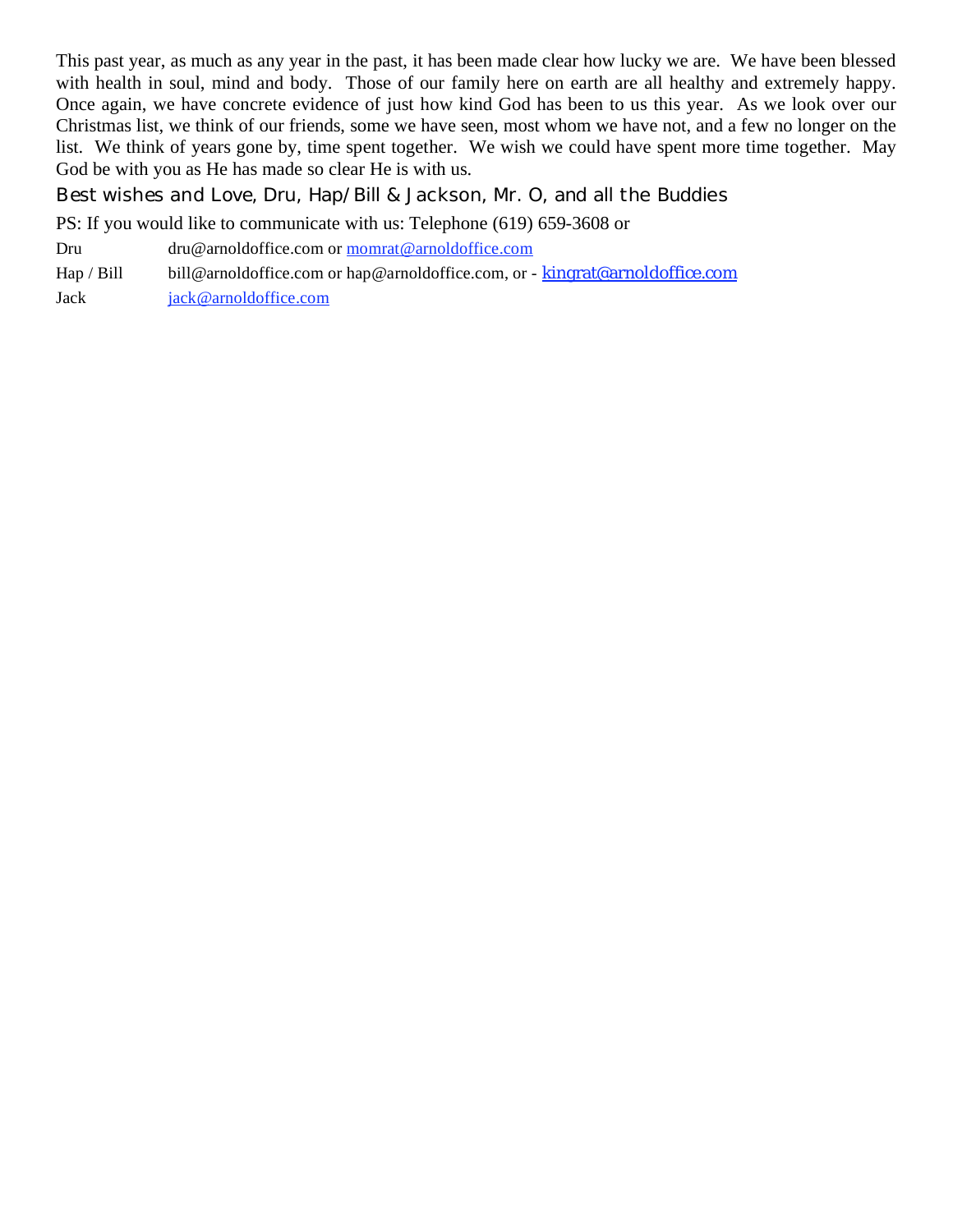This past year, as much as any year in the past, it has been made clear how lucky we are. We have been blessed with health in soul, mind and body. Those of our family here on earth are all healthy and extremely happy. Once again, we have concrete evidence of just how kind God has been to us this year. As we look over our Christmas list, we think of our friends, some we have seen, most whom we have not, and a few no longer on the list. We think of years gone by, time spent together. We wish we could have spent more time together. May God be with you as He has made so clear He is with us.

Best wishes and Love, Dru, Hap/Bill & Jackson, Mr. O, and all the Buddies

PS: If you would like to communicate with us: Telephone (619) 659-3608 or

| | |
|---|---|
| Dru | dru@arnoldoffice.com or momrat@arnoldoffice.com |
| Hap / Bill | bill@arnoldoffice.com or hap@arnoldoffice.com, or - kingrat@arnoldoffice.com |
| Jack | jack@arnoldoffice.com |